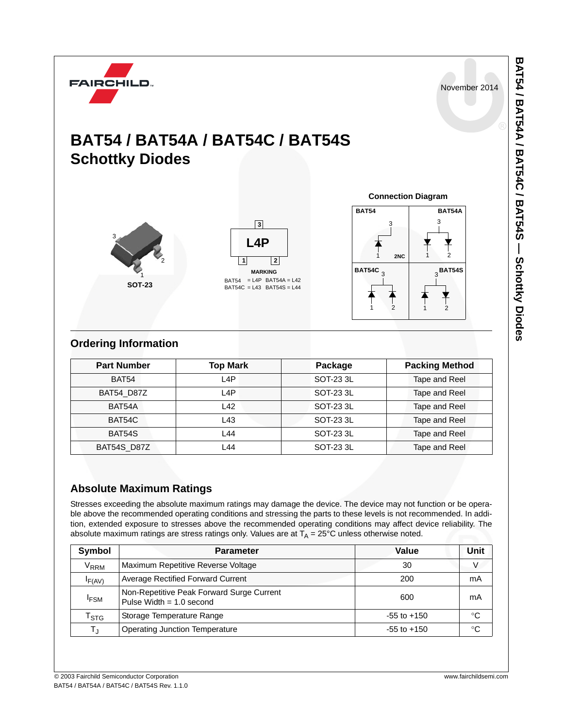FAIRCHILD

November 2014

# BAT54 / BAT54A / BAT54C / BAT54S
# Schottky Diodes

SOT-23

MARKING

BAT54 = L4P BAT54A = L42
BAT54C = L43 BAT54S = L44

**Connection Diagram**

BAT54, BAT54A, BAT54C, BAT54S

## Ordering Information

| Part Number | Top Mark | Package | Packing Method |
|---|---|---|---|
| BAT54 | L4P | SOT-23 3L | Tape and Reel |
| BAT54_D87Z | L4P | SOT-23 3L | Tape and Reel |
| BAT54A | L42 | SOT-23 3L | Tape and Reel |
| BAT54C | L43 | SOT-23 3L | Tape and Reel |
| BAT54S | L44 | SOT-23 3L | Tape and Reel |
| BAT54S_D87Z | L44 | SOT-23 3L | Tape and Reel |

## Absolute Maximum Ratings

Stresses exceeding the absolute maximum ratings may damage the device. The device may not function or be operable above the recommended operating conditions and stressing the parts to these levels is not recommended. In addition, extended exposure to stresses above the recommended operating conditions may affect device reliability. The absolute maximum ratings are stress ratings only. Values are at $T_A$ = 25°C unless otherwise noted.

| Symbol | Parameter | Value | Unit |
|---|---|---|---|
| $V_{RRM}$ | Maximum Repetitive Reverse Voltage | 30 | V |
| $I_{F(AV)}$ | Average Rectified Forward Current | 200 | mA |
| $I_{FSM}$ | Non-Repetitive Peak Forward Surge Current<br>Pulse Width = 1.0 second | 600 | mA |
| $T_{STG}$ | Storage Temperature Range | -55 to +150 | °C |
| $T_J$ | Operating Junction Temperature | -55 to +150 | °C |

© 2003 Fairchild Semiconductor Corporation
BAT54 / BAT54A / BAT54C / BAT54S Rev. 1.1.0

www.fairchildsemi.com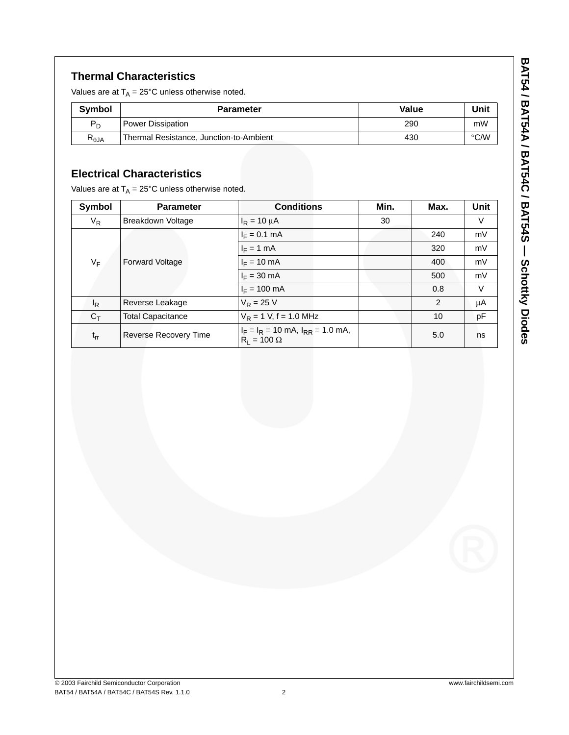## Thermal Characteristics

Values are at $T_A$ = 25°C unless otherwise noted.

| Symbol | Parameter | Value | Unit |
|---|---|---|---|
| $P_D$ | Power Dissipation | 290 | mW |
| $R_{\theta JA}$ | Thermal Resistance, Junction-to-Ambient | 430 | °C/W |

## Electrical Characteristics

Values are at $T_A$ = 25°C unless otherwise noted.

| Symbol | Parameter | Conditions | Min. | Max. | Unit |
|---|---|---|---|---|---|
| $V_R$ | Breakdown Voltage | $I_R$ = 10 μA | 30 | | V |
| $V_F$ | Forward Voltage | $I_F$ = 0.1 mA | | 240 | mV |
| | | $I_F$ = 1 mA | | 320 | mV |
| | | $I_F$ = 10 mA | | 400 | mV |
| | | $I_F$ = 30 mA | | 500 | mV |
| | | $I_F$ = 100 mA | | 0.8 | V |
| $I_R$ | Reverse Leakage | $V_R$ = 25 V | | 2 | μA |
| $C_T$ | Total Capacitance | $V_R$ = 1 V, f = 1.0 MHz | | 10 | pF |
| $t_{rr}$ | Reverse Recovery Time | $I_F$ = $I_R$ = 10 mA, $I_{RR}$ = 1.0 mA, $R_L$ = 100 Ω | | 5.0 | ns |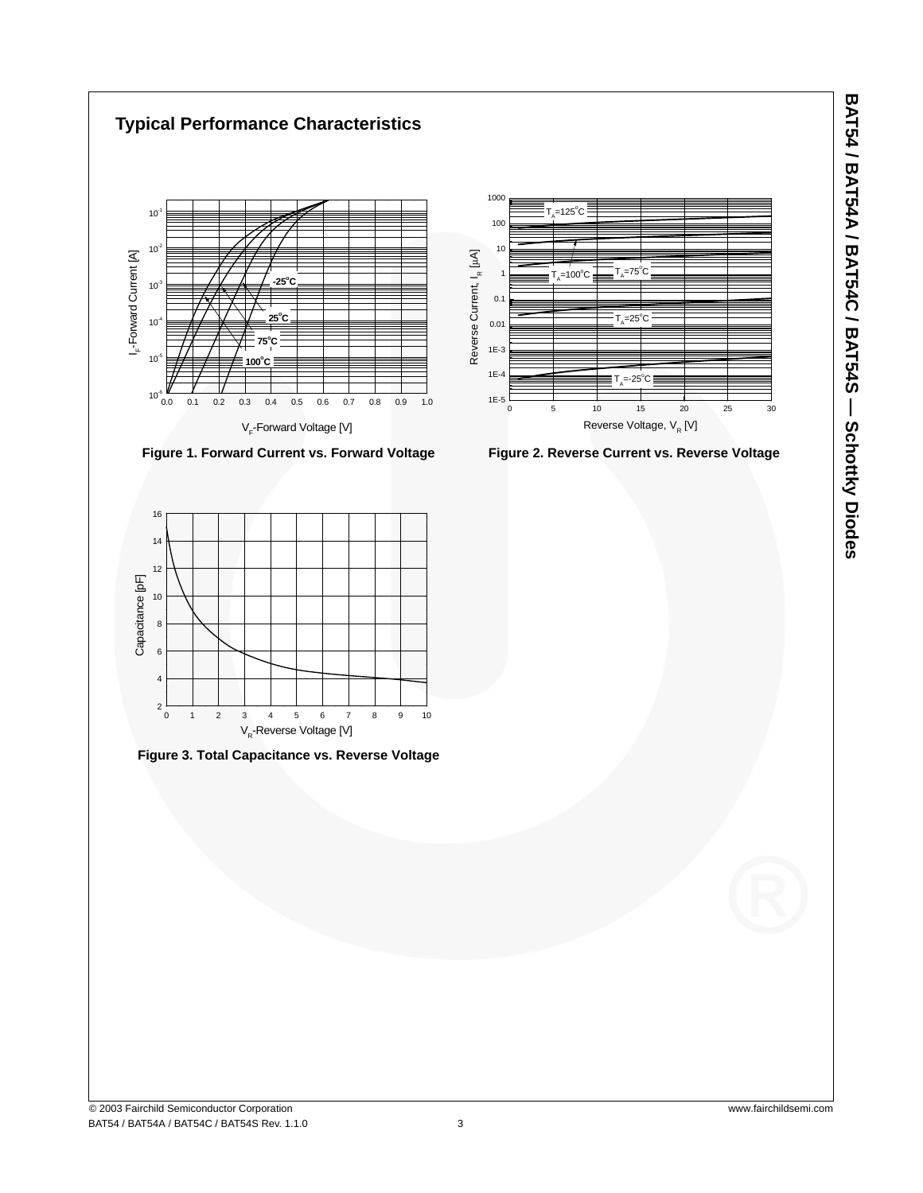## Typical Performance Characteristics

Figure 1. Forward Current vs. Forward Voltage

Figure 2. Reverse Current vs. Reverse Voltage

Figure 3. Total Capacitance vs. Reverse Voltage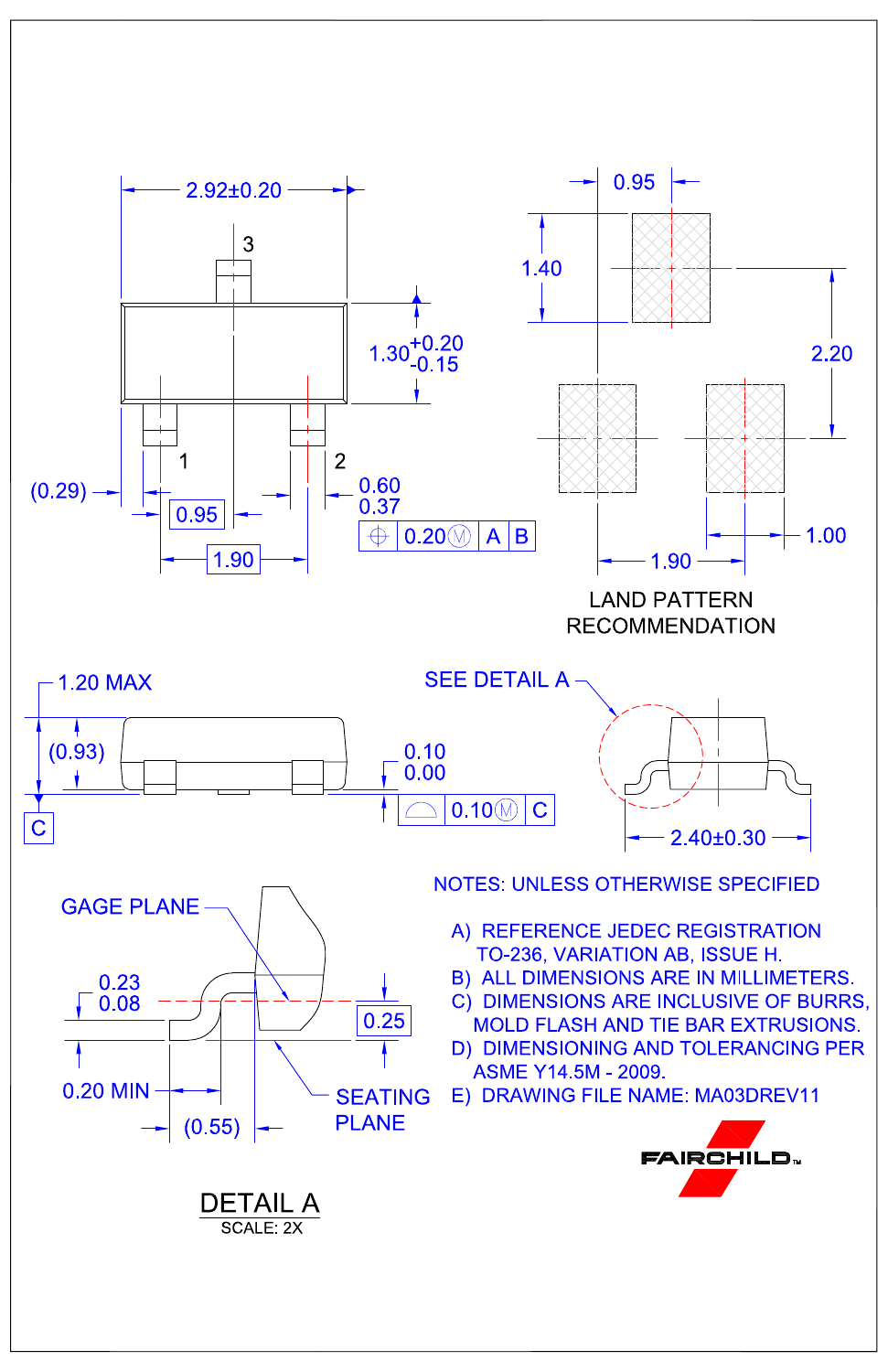2.92±0.20

3

$1.30^{+0.20}_{-0.15}$

1 2

(0.29)

0.95

1.90

0.60
0.37

0.20Ⓜ A B

0.95

1.40

2.20

1.00

1.90

LAND PATTERN RECOMMENDATION

1.20 MAX

(0.93)

C

0.10
0.00

0.10Ⓜ C

SEE DETAIL A

2.40±0.30

GAGE PLANE

0.23
0.08

0.25

0.20 MIN

(0.55)

SEATING PLANE

DETAIL A
SCALE: 2X

NOTES: UNLESS OTHERWISE SPECIFIED

A) REFERENCE JEDEC REGISTRATION TO-236, VARIATION AB, ISSUE H.
B) ALL DIMENSIONS ARE IN MILLIMETERS.
C) DIMENSIONS ARE INCLUSIVE OF BURRS, MOLD FLASH AND TIE BAR EXTRUSIONS.
D) DIMENSIONING AND TOLERANCING PER ASME Y14.5M - 2009.
E) DRAWING FILE NAME: MA03DREV11

FAIRCHILD™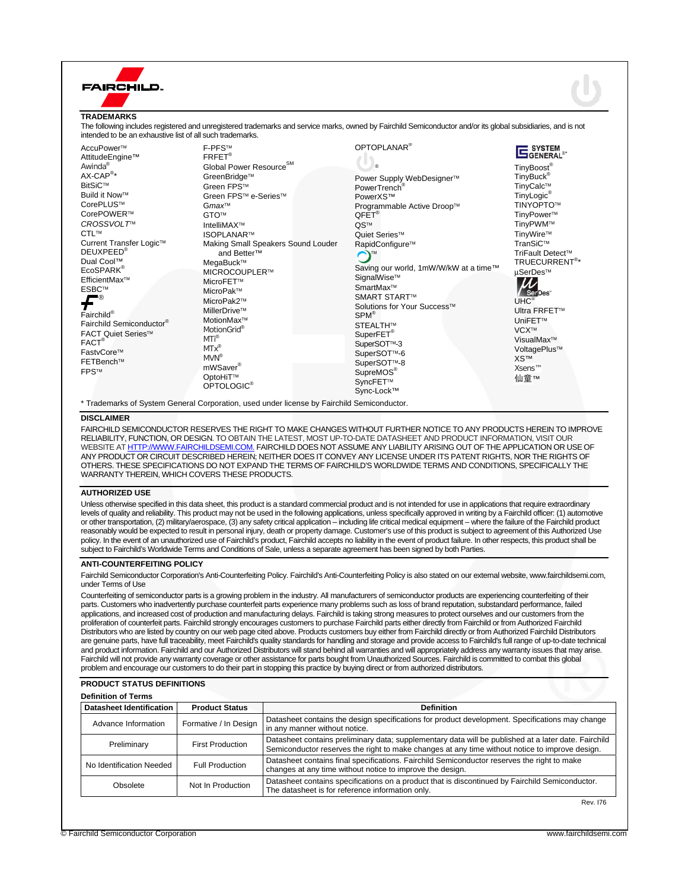## TRADEMARKS

The following includes registered and unregistered trademarks and service marks, owned by Fairchild Semiconductor and/or its global subsidiaries, and is not intended to be an exhaustive list of all such trademarks.

AccuPower™
AttitudeEngine™
Awinda®
AX-CAP®*
BitSiC™
Build it Now™
CorePLUS™
CorePOWER™
*CROSSVOLT*™
CTL™
Current Transfer Logic™
DEUXPEED®
Dual Cool™
EcoSPARK®
EfficientMax™
ESBC™
®
Fairchild®
Fairchild Semiconductor®
FACT Quiet Series™
FACT®
FastvCore™
FETBench™
FPS™

F-PFS™
FRFET®
Global Power Resource℠
GreenBridge™
Green FPS™
Green FPS™ e-Series™
G*max*™
GTO™
IntelliMAX™
ISOPLANAR™
Making Small Speakers Sound Louder and Better™
MegaBuck™
MICROCOUPLER™
MicroFET™
MicroPak™
MicroPak2™
MillerDrive™
MotionMax™
MotionGrid®
MTi®
MTx®
MVN®
mWSaver®
OptoHiT™
OPTOLOGIC®

OPTOPLANAR®
®
Power Supply WebDesigner™
PowerTrench®
PowerXS™
Programmable Active Droop™
QFET®
QS™
Quiet Series™
RapidConfigure™
™
Saving our world, 1mW/W/kW at a time™
SignalWise™
SmartMax™
SMART START™
Solutions for Your Success™
SPM®
STEALTH™
SuperFET®
SuperSOT™-3
SuperSOT™-6
SuperSOT™-8
SupreMOS®
SyncFET™
Sync-Lock™

SYSTEM GENERAL®*
TinyBoost®
TinyBuck®
TinyCalc™
TinyLogic®
TINYOPTO™
TinyPower™
TinyPWM™
TinyWire™
TranSiC™
TriFault Detect™
TRUECURRENT®*
µSerDes™
µSerDes™
UHC®
Ultra FRFET™
UniFET™
VCX™
VisualMax™
VoltagePlus™
XS™
Xsens™
仙童™

* Trademarks of System General Corporation, used under license by Fairchild Semiconductor.

## DISCLAIMER

FAIRCHILD SEMICONDUCTOR RESERVES THE RIGHT TO MAKE CHANGES WITHOUT FURTHER NOTICE TO ANY PRODUCTS HEREIN TO IMPROVE RELIABILITY, FUNCTION, OR DESIGN. TO OBTAIN THE LATEST, MOST UP-TO-DATE DATASHEET AND PRODUCT INFORMATION, VISIT OUR WEBSITE AT HTTP://WWW.FAIRCHILDSEMI.COM. FAIRCHILD DOES NOT ASSUME ANY LIABILITY ARISING OUT OF THE APPLICATION OR USE OF ANY PRODUCT OR CIRCUIT DESCRIBED HEREIN; NEITHER DOES IT CONVEY ANY LICENSE UNDER ITS PATENT RIGHTS, NOR THE RIGHTS OF OTHERS. THESE SPECIFICATIONS DO NOT EXPAND THE TERMS OF FAIRCHILD'S WORLDWIDE TERMS AND CONDITIONS, SPECIFICALLY THE WARRANTY THEREIN, WHICH COVERS THESE PRODUCTS.

## AUTHORIZED USE

Unless otherwise specified in this data sheet, this product is a standard commercial product and is not intended for use in applications that require extraordinary levels of quality and reliability. This product may not be used in the following applications, unless specifically approved in writing by a Fairchild officer: (1) automotive or other transportation, (2) military/aerospace, (3) any safety critical application – including life critical medical equipment – where the failure of the Fairchild product reasonably would be expected to result in personal injury, death or property damage. Customer's use of this product is subject to agreement of this Authorized Use policy. In the event of an unauthorized use of Fairchild's product, Fairchild accepts no liability in the event of product failure. In other respects, this product shall be subject to Fairchild's Worldwide Terms and Conditions of Sale, unless a separate agreement has been signed by both Parties.

## ANTI-COUNTERFEITING POLICY

Fairchild Semiconductor Corporation's Anti-Counterfeiting Policy. Fairchild's Anti-Counterfeiting Policy is also stated on our external website, www.fairchildsemi.com, under Terms of Use

Counterfeiting of semiconductor parts is a growing problem in the industry. All manufacturers of semiconductor products are experiencing counterfeiting of their parts. Customers who inadvertently purchase counterfeit parts experience many problems such as loss of brand reputation, substandard performance, failed applications, and increased cost of production and manufacturing delays. Fairchild is taking strong measures to protect ourselves and our customers from the proliferation of counterfeit parts. Fairchild strongly encourages customers to purchase Fairchild parts either directly from Fairchild or from Authorized Fairchild Distributors who are listed by country on our web page cited above. Products customers buy either from Fairchild directly or from Authorized Fairchild Distributors are genuine parts, have full traceability, meet Fairchild's quality standards for handling and storage and provide access to Fairchild's full range of up-to-date technical and product information. Fairchild and our Authorized Distributors will stand behind all warranties and will appropriately address any warranty issues that may arise. Fairchild will not provide any warranty coverage or other assistance for parts bought from Unauthorized Sources. Fairchild is committed to combat this global problem and encourage our customers to do their part in stopping this practice by buying direct or from authorized distributors.

## PRODUCT STATUS DEFINITIONS

### Definition of Terms

| Datasheet Identification | Product Status | Definition |
|---|---|---|
| Advance Information | Formative / In Design | Datasheet contains the design specifications for product development. Specifications may change in any manner without notice. |
| Preliminary | First Production | Datasheet contains preliminary data; supplementary data will be published at a later date. Fairchild Semiconductor reserves the right to make changes at any time without notice to improve design. |
| No Identification Needed | Full Production | Datasheet contains final specifications. Fairchild Semiconductor reserves the right to make changes at any time without notice to improve the design. |
| Obsolete | Not In Production | Datasheet contains specifications on a product that is discontinued by Fairchild Semiconductor. The datasheet is for reference information only. |

Rev. I76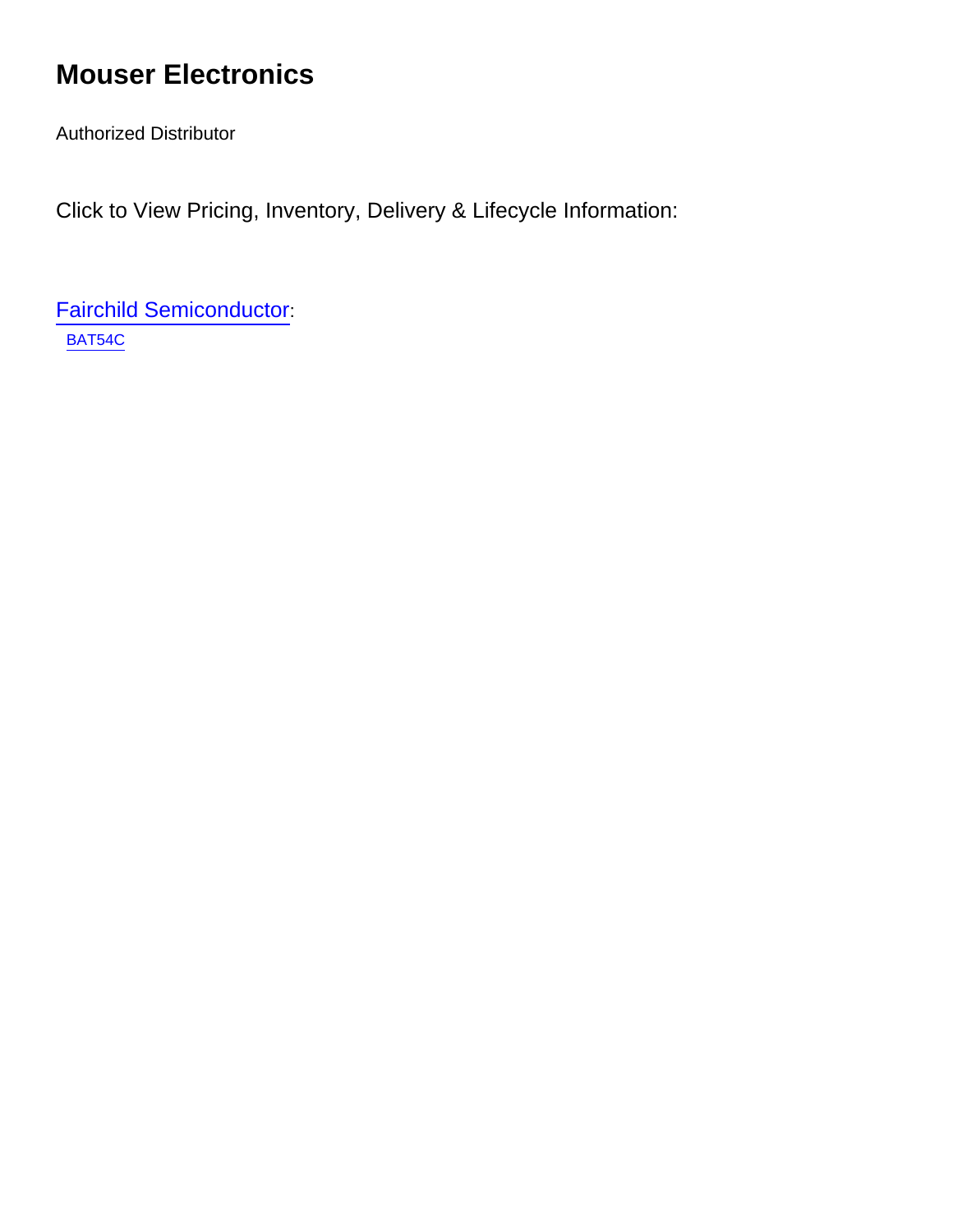# Mouser Electronics

Authorized Distributor

Click to View Pricing, Inventory, Delivery & Lifecycle Information:

Fairchild Semiconductor:

BAT54C